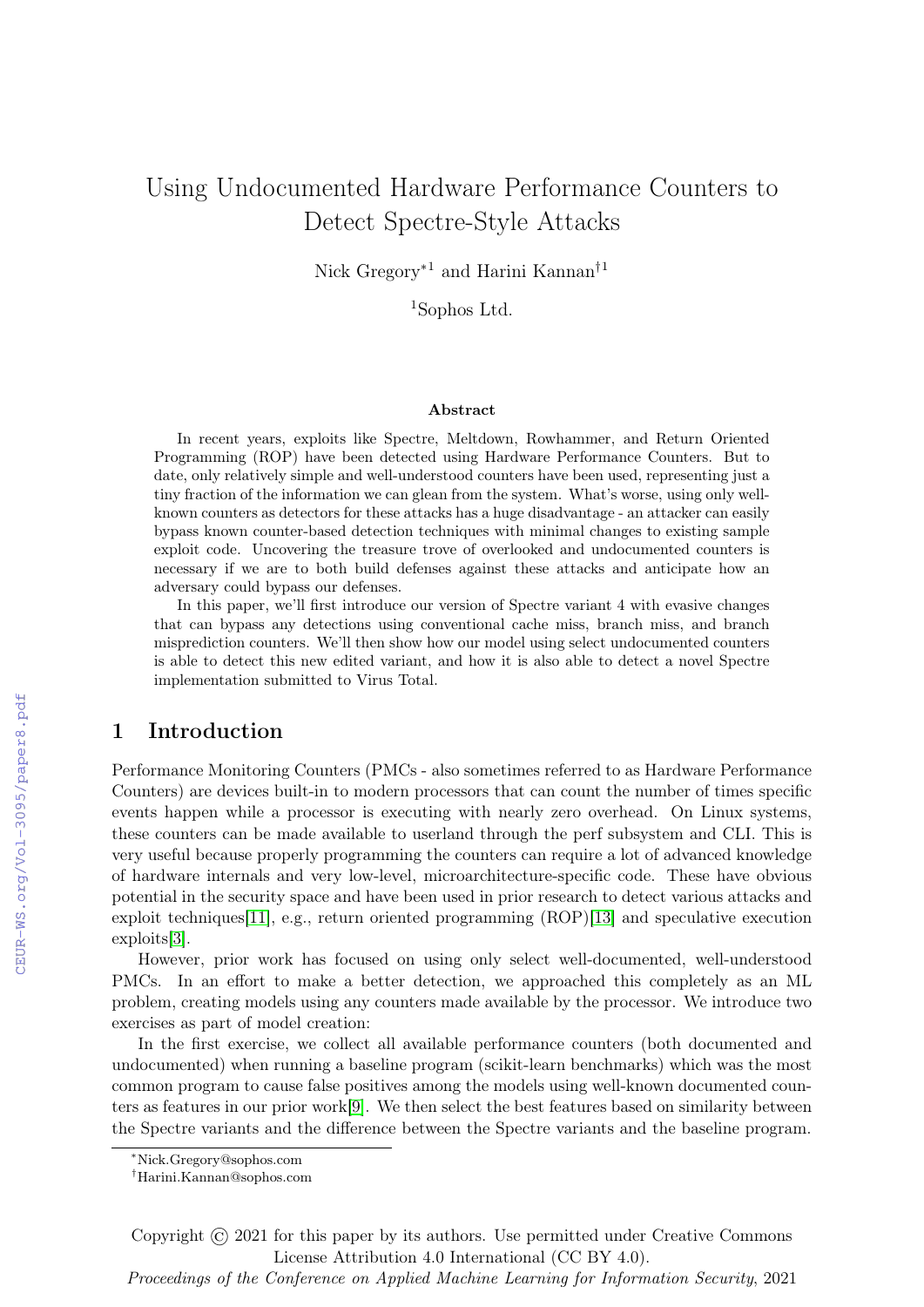# Using Undocumented Hardware Performance Counters to Detect Spectre-Style Attacks

Nick Gregory*[1] and Harini Kannan†[1]

[1]Sophos Ltd.

### Abstract

In recent years, exploits like Spectre, Meltdown, Rowhammer, and Return Oriented Programming (ROP) have been detected using Hardware Performance Counters. But to date, only relatively simple and well-understood counters have been used, representing just a tiny fraction of the information we can glean from the system. What's worse, using only well-known counters as detectors for these attacks has a huge disadvantage - an attacker can easily bypass known counter-based detection techniques with minimal changes to existing sample exploit code. Uncovering the treasure trove of overlooked and undocumented counters is necessary if we are to both build defenses against these attacks and anticipate how an adversary could bypass our defenses.

In this paper, we'll first introduce our version of Spectre variant 4 with evasive changes that can bypass any detections using conventional cache miss, branch miss, and branch misprediction counters. We'll then show how our model using select undocumented counters is able to detect this new edited variant, and how it is also able to detect a novel Spectre implementation submitted to Virus Total.

## 1 Introduction

Performance Monitoring Counters (PMCs - also sometimes referred to as Hardware Performance Counters) are devices built-in to modern processors that can count the number of times specific events happen while a processor is executing with nearly zero overhead. On Linux systems, these counters can be made available to userland through the perf subsystem and CLI. This is very useful because properly programming the counters can require a lot of advanced knowledge of hardware internals and very low-level, microarchitecture-specific code. These have obvious potential in the security space and have been used in prior research to detect various attacks and exploit techniques[11], e.g., return oriented programming (ROP)[13] and speculative execution exploits[3].

However, prior work has focused on using only select well-documented, well-understood PMCs. In an effort to make a better detection, we approached this completely as an ML problem, creating models using any counters made available by the processor. We introduce two exercises as part of model creation:

In the first exercise, we collect all available performance counters (both documented and undocumented) when running a baseline program (scikit-learn benchmarks) which was the most common program to cause false positives among the models using well-known documented counters as features in our prior work[9]. We then select the best features based on similarity between the Spectre variants and the difference between the Spectre variants and the baseline program.

*Nick.Gregory@sophos.com

†Harini.Kannan@sophos.com

Copyright © 2021 for this paper by its authors. Use permitted under Creative Commons License Attribution 4.0 International (CC BY 4.0).

*Proceedings of the Conference on Applied Machine Learning for Information Security*, 2021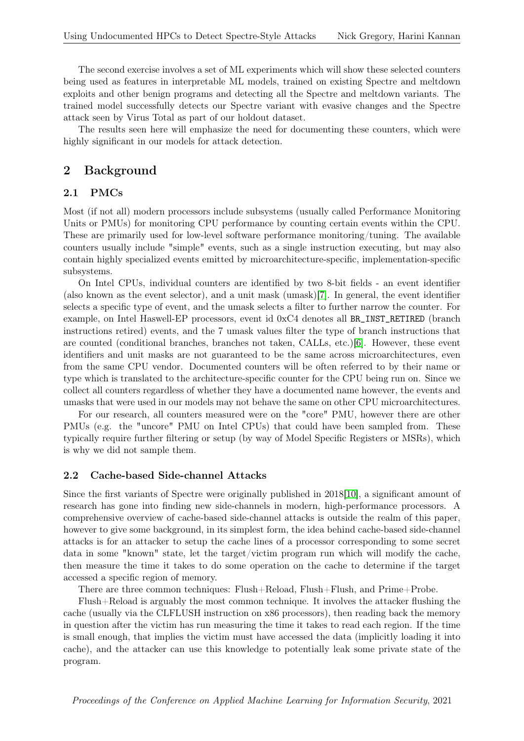The second exercise involves a set of ML experiments which will show these selected counters being used as features in interpretable ML models, trained on existing Spectre and meltdown exploits and other benign programs and detecting all the Spectre and meltdown variants. The trained model successfully detects our Spectre variant with evasive changes and the Spectre attack seen by Virus Total as part of our holdout dataset.

The results seen here will emphasize the need for documenting these counters, which were highly significant in our models for attack detection.

## 2 Background

### 2.1 PMCs

Most (if not all) modern processors include subsystems (usually called Performance Monitoring Units or PMUs) for monitoring CPU performance by counting certain events within the CPU. These are primarily used for low-level software performance monitoring/tuning. The available counters usually include "simple" events, such as a single instruction executing, but may also contain highly specialized events emitted by microarchitecture-specific, implementation-specific subsystems.

On Intel CPUs, individual counters are identified by two 8-bit fields - an event identifier (also known as the event selector), and a unit mask (umask)[7]. In general, the event identifier selects a specific type of event, and the umask selects a filter to further narrow the counter. For example, on Intel Haswell-EP processors, event id 0xC4 denotes all `BR_INST_RETIRED` (branch instructions retired) events, and the 7 umask values filter the type of branch instructions that are counted (conditional branches, branches not taken, CALLs, etc.)[6]. However, these event identifiers and unit masks are not guaranteed to be the same across microarchitectures, even from the same CPU vendor. Documented counters will be often referred to by their name or type which is translated to the architecture-specific counter for the CPU being run on. Since we collect all counters regardless of whether they have a documented name however, the events and umasks that were used in our models may not behave the same on other CPU microarchitectures.

For our research, all counters measured were on the "core" PMU, however there are other PMUs (e.g. the "uncore" PMU on Intel CPUs) that could have been sampled from. These typically require further filtering or setup (by way of Model Specific Registers or MSRs), which is why we did not sample them.

### 2.2 Cache-based Side-channel Attacks

Since the first variants of Spectre were originally published in 2018[10], a significant amount of research has gone into finding new side-channels in modern, high-performance processors. A comprehensive overview of cache-based side-channel attacks is outside the realm of this paper, however to give some background, in its simplest form, the idea behind cache-based side-channel attacks is for an attacker to setup the cache lines of a processor corresponding to some secret data in some "known" state, let the target/victim program run which will modify the cache, then measure the time it takes to do some operation on the cache to determine if the target accessed a specific region of memory.

There are three common techniques: Flush+Reload, Flush+Flush, and Prime+Probe.

Flush+Reload is arguably the most common technique. It involves the attacker flushing the cache (usually via the CLFLUSH instruction on x86 processors), then reading back the memory in question after the victim has run measuring the time it takes to read each region. If the time is small enough, that implies the victim must have accessed the data (implicitly loading it into cache), and the attacker can use this knowledge to potentially leak some private state of the program.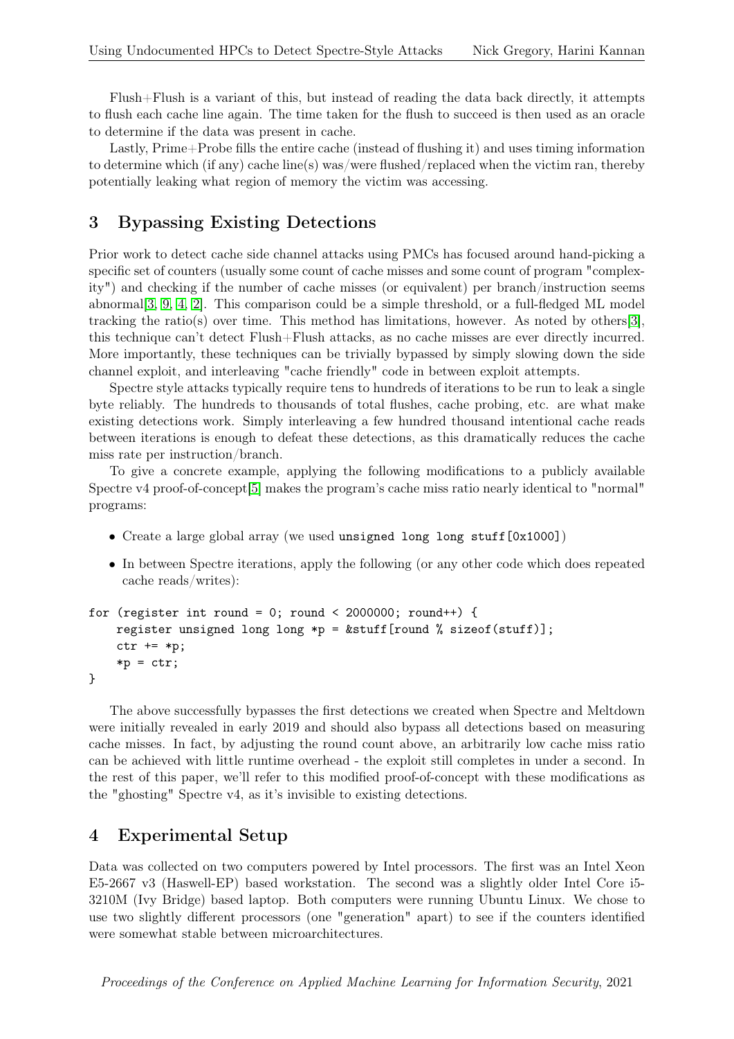Flush+Flush is a variant of this, but instead of reading the data back directly, it attempts to flush each cache line again. The time taken for the flush to succeed is then used as an oracle to determine if the data was present in cache.

Lastly, Prime+Probe fills the entire cache (instead of flushing it) and uses timing information to determine which (if any) cache line(s) was/were flushed/replaced when the victim ran, thereby potentially leaking what region of memory the victim was accessing.

## 3 Bypassing Existing Detections

Prior work to detect cache side channel attacks using PMCs has focused around hand-picking a specific set of counters (usually some count of cache misses and some count of program "complexity") and checking if the number of cache misses (or equivalent) per branch/instruction seems abnormal[3, 9, 4, 2]. This comparison could be a simple threshold, or a full-fledged ML model tracking the ratio(s) over time. This method has limitations, however. As noted by others[3], this technique can't detect Flush+Flush attacks, as no cache misses are ever directly incurred. More importantly, these techniques can be trivially bypassed by simply slowing down the side channel exploit, and interleaving "cache friendly" code in between exploit attempts.

Spectre style attacks typically require tens to hundreds of iterations to be run to leak a single byte reliably. The hundreds to thousands of total flushes, cache probing, etc. are what make existing detections work. Simply interleaving a few hundred thousand intentional cache reads between iterations is enough to defeat these detections, as this dramatically reduces the cache miss rate per instruction/branch.

To give a concrete example, applying the following modifications to a publicly available Spectre v4 proof-of-concept[5] makes the program's cache miss ratio nearly identical to "normal" programs:

- Create a large global array (we used `unsigned long long stuff[0x1000]`)
- In between Spectre iterations, apply the following (or any other code which does repeated cache reads/writes):

```
for (register int round = 0; round < 2000000; round++) {
    register unsigned long long *p = &stuff[round % sizeof(stuff)];
    ctr += *p;
    *p = ctr;
}
```

The above successfully bypasses the first detections we created when Spectre and Meltdown were initially revealed in early 2019 and should also bypass all detections based on measuring cache misses. In fact, by adjusting the round count above, an arbitrarily low cache miss ratio can be achieved with little runtime overhead - the exploit still completes in under a second. In the rest of this paper, we'll refer to this modified proof-of-concept with these modifications as the "ghosting" Spectre v4, as it's invisible to existing detections.

## 4 Experimental Setup

Data was collected on two computers powered by Intel processors. The first was an Intel Xeon E5-2667 v3 (Haswell-EP) based workstation. The second was a slightly older Intel Core i5-3210M (Ivy Bridge) based laptop. Both computers were running Ubuntu Linux. We chose to use two slightly different processors (one "generation" apart) to see if the counters identified were somewhat stable between microarchitectures.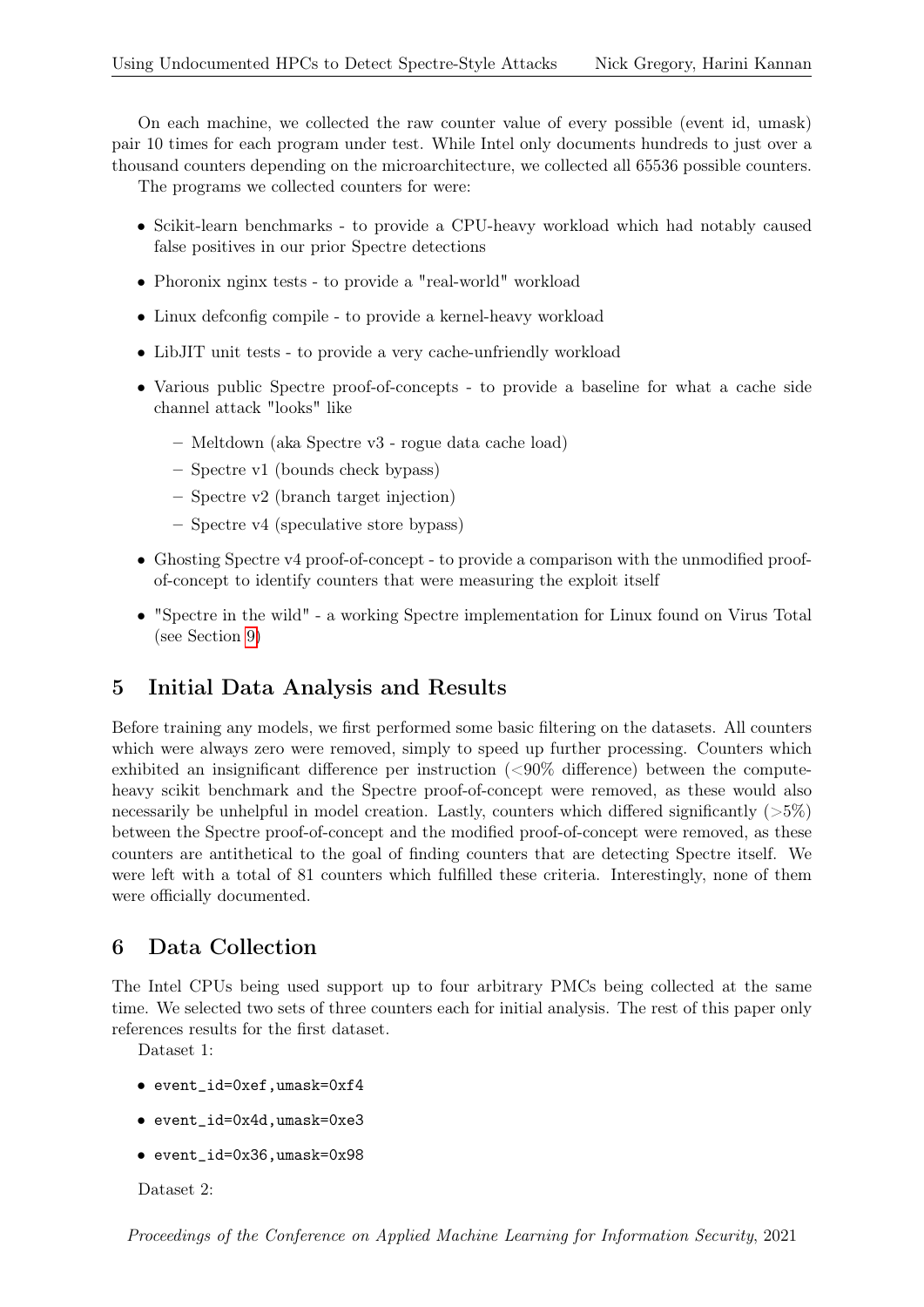On each machine, we collected the raw counter value of every possible (event id, umask) pair 10 times for each program under test. While Intel only documents hundreds to just over a thousand counters depending on the microarchitecture, we collected all 65536 possible counters.

The programs we collected counters for were:

- Scikit-learn benchmarks - to provide a CPU-heavy workload which had notably caused false positives in our prior Spectre detections
- Phoronix nginx tests - to provide a "real-world" workload
- Linux defconfig compile - to provide a kernel-heavy workload
- LibJIT unit tests - to provide a very cache-unfriendly workload
- Various public Spectre proof-of-concepts - to provide a baseline for what a cache side channel attack "looks" like
  - Meltdown (aka Spectre v3 - rogue data cache load)
  - Spectre v1 (bounds check bypass)
  - Spectre v2 (branch target injection)
  - Spectre v4 (speculative store bypass)
- Ghosting Spectre v4 proof-of-concept - to provide a comparison with the unmodified proof-of-concept to identify counters that were measuring the exploit itself
- "Spectre in the wild" - a working Spectre implementation for Linux found on Virus Total (see Section 9)

## 5 Initial Data Analysis and Results

Before training any models, we first performed some basic filtering on the datasets. All counters which were always zero were removed, simply to speed up further processing. Counters which exhibited an insignificant difference per instruction (<90% difference) between the compute-heavy scikit benchmark and the Spectre proof-of-concept were removed, as these would also necessarily be unhelpful in model creation. Lastly, counters which differed significantly (>5%) between the Spectre proof-of-concept and the modified proof-of-concept were removed, as these counters are antithetical to the goal of finding counters that are detecting Spectre itself. We were left with a total of 81 counters which fulfilled these criteria. Interestingly, none of them were officially documented.

## 6 Data Collection

The Intel CPUs being used support up to four arbitrary PMCs being collected at the same time. We selected two sets of three counters each for initial analysis. The rest of this paper only references results for the first dataset.

Dataset 1:

- `event_id=0xef,umask=0xf4`
- `event_id=0x4d,umask=0xe3`
- `event_id=0x36,umask=0x98`

Dataset 2: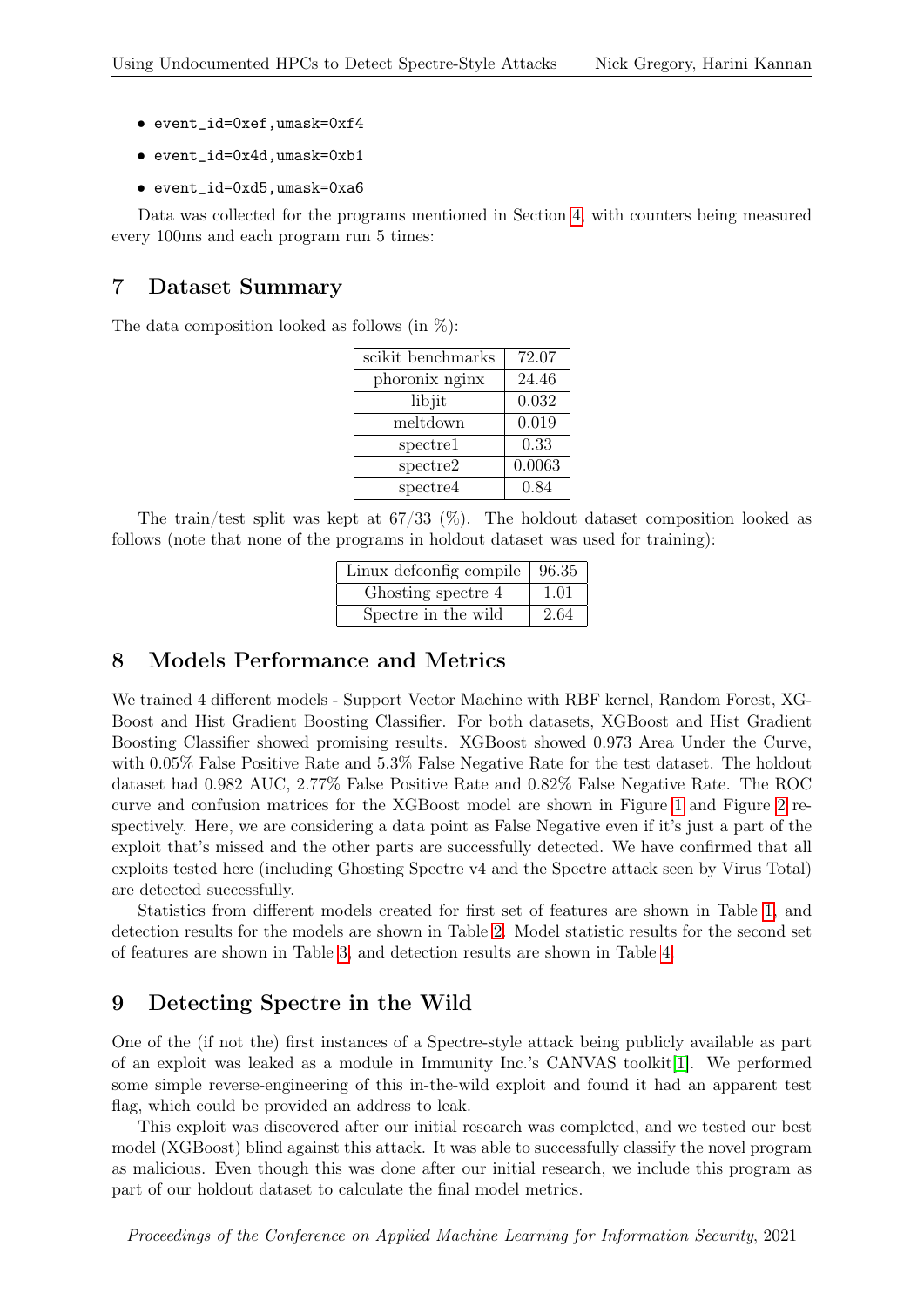- `event_id=0xef,umask=0xf4`
- `event_id=0x4d,umask=0xb1`
- `event_id=0xd5,umask=0xa6`

Data was collected for the programs mentioned in Section 4, with counters being measured every 100ms and each program run 5 times:

## 7 Dataset Summary

The data composition looked as follows (in %):

| | |
|---|---|
| scikit benchmarks | 72.07 |
| phoronix nginx | 24.46 |
| libjit | 0.032 |
| meltdown | 0.019 |
| spectre1 | 0.33 |
| spectre2 | 0.0063 |
| spectre4 | 0.84 |

The train/test split was kept at 67/33 (%). The holdout dataset composition looked as follows (note that none of the programs in holdout dataset was used for training):

| | |
|---|---|
| Linux defconfig compile | 96.35 |
| Ghosting spectre 4 | 1.01 |
| Spectre in the wild | 2.64 |

## 8 Models Performance and Metrics

We trained 4 different models - Support Vector Machine with RBF kernel, Random Forest, XG-Boost and Hist Gradient Boosting Classifier. For both datasets, XGBoost and Hist Gradient Boosting Classifier showed promising results. XGBoost showed 0.973 Area Under the Curve, with 0.05% False Positive Rate and 5.3% False Negative Rate for the test dataset. The holdout dataset had 0.982 AUC, 2.77% False Positive Rate and 0.82% False Negative Rate. The ROC curve and confusion matrices for the XGBoost model are shown in Figure 1 and Figure 2 respectively. Here, we are considering a data point as False Negative even if it's just a part of the exploit that's missed and the other parts are successfully detected. We have confirmed that all exploits tested here (including Ghosting Spectre v4 and the Spectre attack seen by Virus Total) are detected successfully.

Statistics from different models created for first set of features are shown in Table 1, and detection results for the models are shown in Table 2. Model statistic results for the second set of features are shown in Table 3, and detection results are shown in Table 4.

## 9 Detecting Spectre in the Wild

One of the (if not the) first instances of a Spectre-style attack being publicly available as part of an exploit was leaked as a module in Immunity Inc.'s CANVAS toolkit[1]. We performed some simple reverse-engineering of this in-the-wild exploit and found it had an apparent test flag, which could be provided an address to leak.

This exploit was discovered after our initial research was completed, and we tested our best model (XGBoost) blind against this attack. It was able to successfully classify the novel program as malicious. Even though this was done after our initial research, we include this program as part of our holdout dataset to calculate the final model metrics.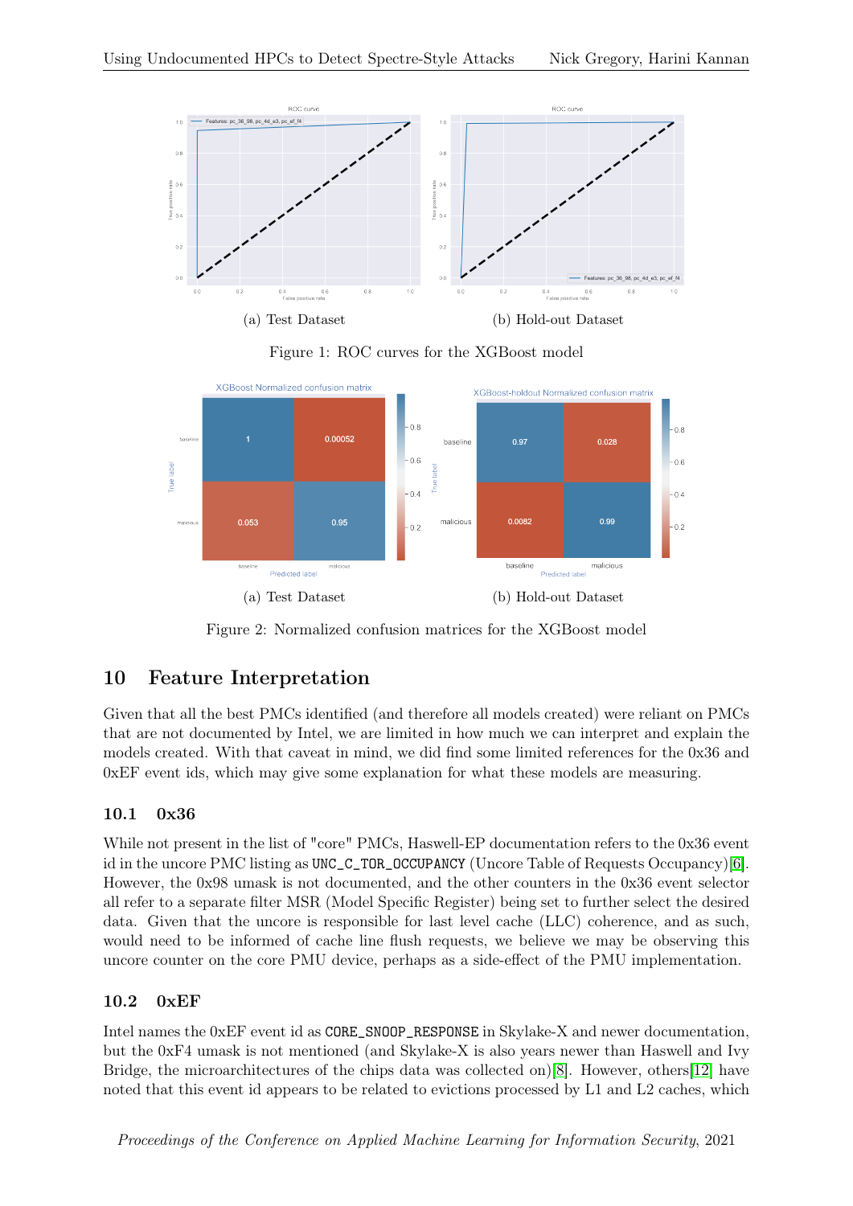(a) Test Dataset

(b) Hold-out Dataset

Figure 1: ROC curves for the XGBoost model

(a) Test Dataset

(b) Hold-out Dataset

Figure 2: Normalized confusion matrices for the XGBoost model

# 10 Feature Interpretation

Given that all the best PMCs identified (and therefore all models created) were reliant on PMCs that are not documented by Intel, we are limited in how much we can interpret and explain the models created. With that caveat in mind, we did find some limited references for the 0x36 and 0xEF event ids, which may give some explanation for what these models are measuring.

## 10.1 0x36

While not present in the list of "core" PMCs, Haswell-EP documentation refers to the 0x36 event id in the uncore PMC listing as `UNC_C_TOR_OCCUPANCY` (Uncore Table of Requests Occupancy)[6]. However, the 0x98 umask is not documented, and the other counters in the 0x36 event selector all refer to a separate filter MSR (Model Specific Register) being set to further select the desired data. Given that the uncore is responsible for last level cache (LLC) coherence, and as such, would need to be informed of cache line flush requests, we believe we may be observing this uncore counter on the core PMU device, perhaps as a side-effect of the PMU implementation.

## 10.2 0xEF

Intel names the 0xEF event id as `CORE_SNOOP_RESPONSE` in Skylake-X and newer documentation, but the 0xF4 umask is not mentioned (and Skylake-X is also years newer than Haswell and Ivy Bridge, the microarchitectures of the chips data was collected on)[8]. However, others[12] have noted that this event id appears to be related to evictions processed by L1 and L2 caches, which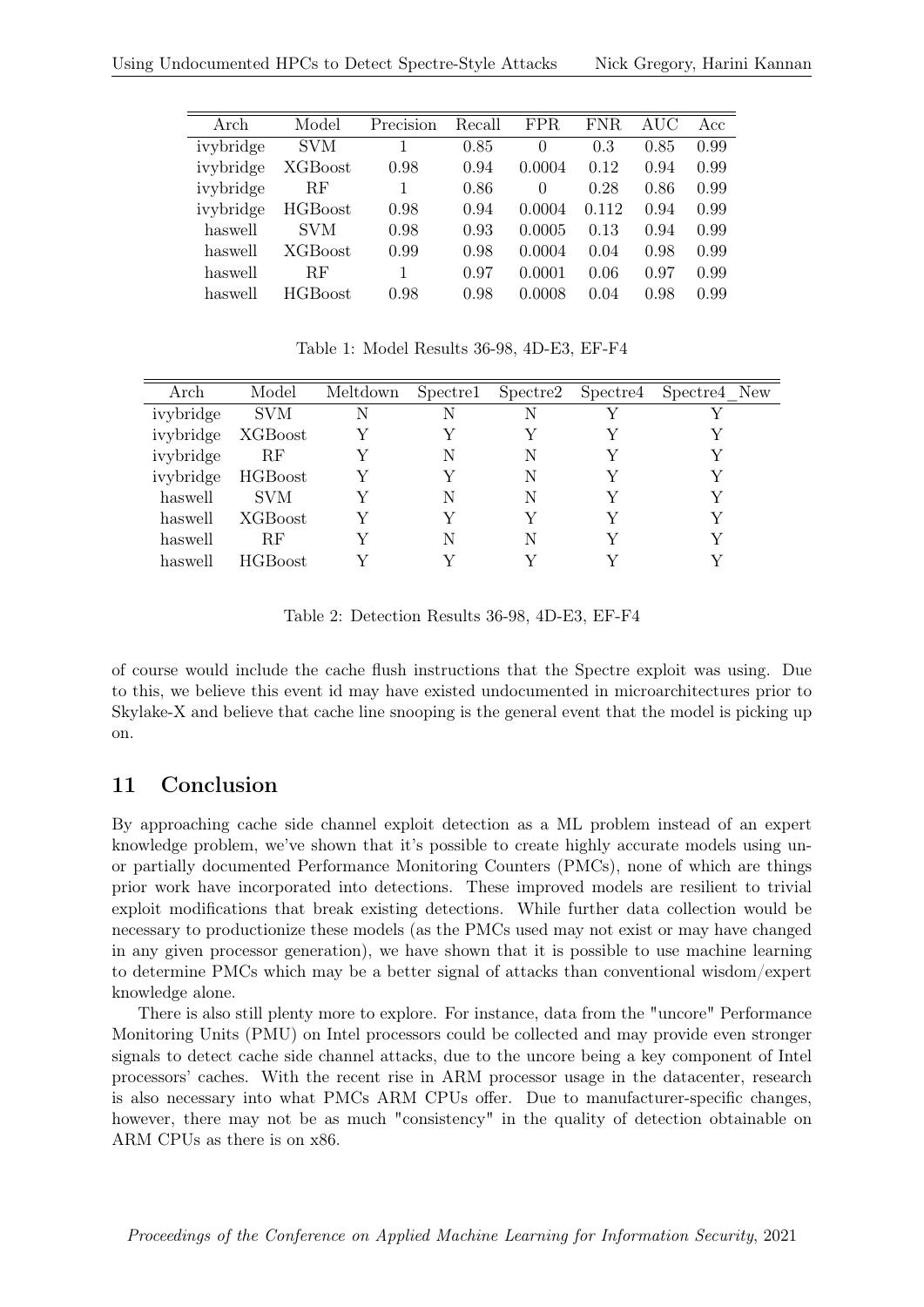| Arch | Model | Precision | Recall | FPR | FNR | AUC | Acc |
|---|---|---|---|---|---|---|---|
| ivybridge | SVM | 1 | 0.85 | 0 | 0.3 | 0.85 | 0.99 |
| ivybridge | XGBoost | 0.98 | 0.94 | 0.0004 | 0.12 | 0.94 | 0.99 |
| ivybridge | RF | 1 | 0.86 | 0 | 0.28 | 0.86 | 0.99 |
| ivybridge | HGBoost | 0.98 | 0.94 | 0.0004 | 0.112 | 0.94 | 0.99 |
| haswell | SVM | 0.98 | 0.93 | 0.0005 | 0.13 | 0.94 | 0.99 |
| haswell | XGBoost | 0.99 | 0.98 | 0.0004 | 0.04 | 0.98 | 0.99 |
| haswell | RF | 1 | 0.97 | 0.0001 | 0.06 | 0.97 | 0.99 |
| haswell | HGBoost | 0.98 | 0.98 | 0.0008 | 0.04 | 0.98 | 0.99 |

Table 1: Model Results 36-98, 4D-E3, EF-F4

| Arch | Model | Meltdown | Spectre1 | Spectre2 | Spectre4 | Spectre4_New |
|---|---|---|---|---|---|---|
| ivybridge | SVM | N | N | N | Y | Y |
| ivybridge | XGBoost | Y | Y | Y | Y | Y |
| ivybridge | RF | Y | N | N | Y | Y |
| ivybridge | HGBoost | Y | Y | N | Y | Y |
| haswell | SVM | Y | N | N | Y | Y |
| haswell | XGBoost | Y | Y | Y | Y | Y |
| haswell | RF | Y | N | N | Y | Y |
| haswell | HGBoost | Y | Y | Y | Y | Y |

Table 2: Detection Results 36-98, 4D-E3, EF-F4

of course would include the cache flush instructions that the Spectre exploit was using. Due to this, we believe this event id may have existed undocumented in microarchitectures prior to Skylake-X and believe that cache line snooping is the general event that the model is picking up on.

## 11 Conclusion

By approaching cache side channel exploit detection as a ML problem instead of an expert knowledge problem, we've shown that it's possible to create highly accurate models using un- or partially documented Performance Monitoring Counters (PMCs), none of which are things prior work have incorporated into detections. These improved models are resilient to trivial exploit modifications that break existing detections. While further data collection would be necessary to productionize these models (as the PMCs used may not exist or may have changed in any given processor generation), we have shown that it is possible to use machine learning to determine PMCs which may be a better signal of attacks than conventional wisdom/expert knowledge alone.

There is also still plenty more to explore. For instance, data from the "uncore" Performance Monitoring Units (PMU) on Intel processors could be collected and may provide even stronger signals to detect cache side channel attacks, due to the uncore being a key component of Intel processors' caches. With the recent rise in ARM processor usage in the datacenter, research is also necessary into what PMCs ARM CPUs offer. Due to manufacturer-specific changes, however, there may not be as much "consistency" in the quality of detection obtainable on ARM CPUs as there is on x86.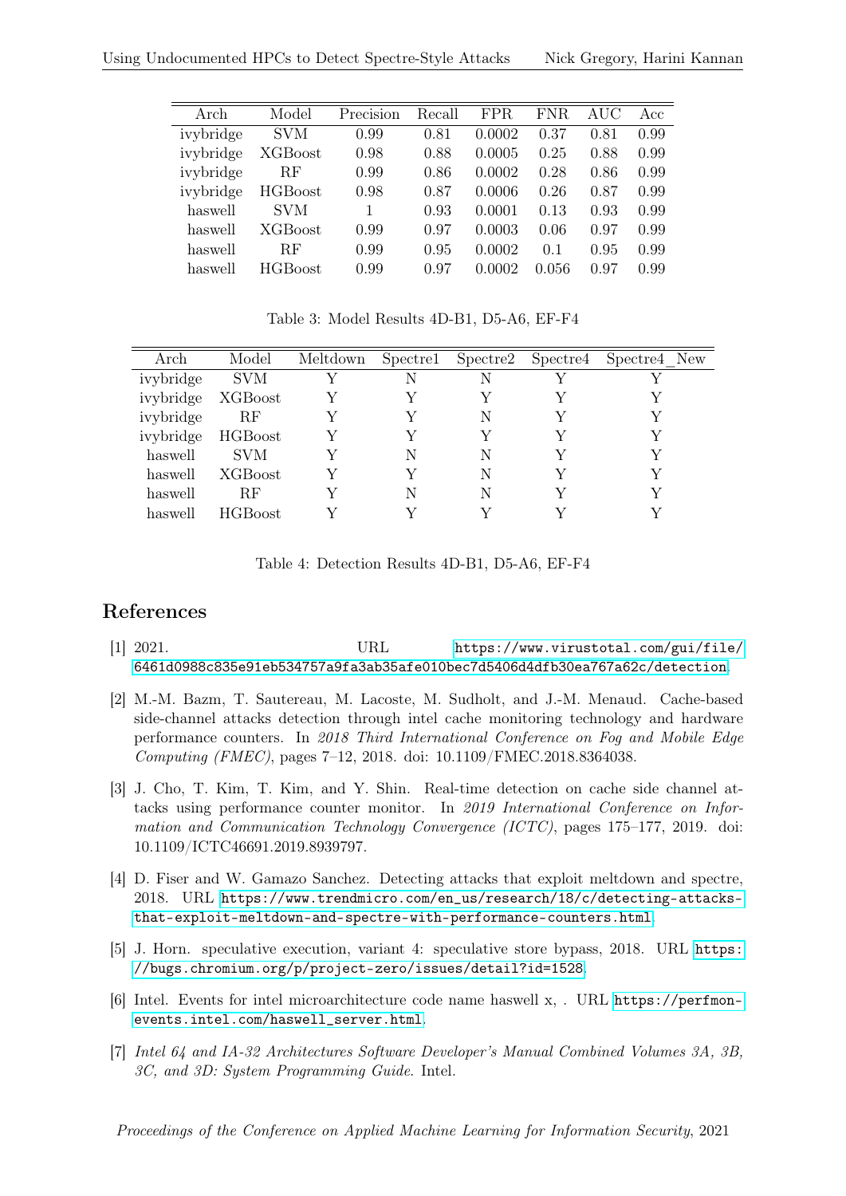| Arch | Model | Precision | Recall | FPR | FNR | AUC | Acc |
|---|---|---|---|---|---|---|---|
| ivybridge | SVM | 0.99 | 0.81 | 0.0002 | 0.37 | 0.81 | 0.99 |
| ivybridge | XGBoost | 0.98 | 0.88 | 0.0005 | 0.25 | 0.88 | 0.99 |
| ivybridge | RF | 0.99 | 0.86 | 0.0002 | 0.28 | 0.86 | 0.99 |
| ivybridge | HGBoost | 0.98 | 0.87 | 0.0006 | 0.26 | 0.87 | 0.99 |
| haswell | SVM | 1 | 0.93 | 0.0001 | 0.13 | 0.93 | 0.99 |
| haswell | XGBoost | 0.99 | 0.97 | 0.0003 | 0.06 | 0.97 | 0.99 |
| haswell | RF | 0.99 | 0.95 | 0.0002 | 0.1 | 0.95 | 0.99 |
| haswell | HGBoost | 0.99 | 0.97 | 0.0002 | 0.056 | 0.97 | 0.99 |

Table 3: Model Results 4D-B1, D5-A6, EF-F4

| Arch | Model | Meltdown | Spectre1 | Spectre2 | Spectre4 | Spectre4_New |
|---|---|---|---|---|---|---|
| ivybridge | SVM | Y | N | N | Y | Y |
| ivybridge | XGBoost | Y | Y | Y | Y | Y |
| ivybridge | RF | Y | Y | N | Y | Y |
| ivybridge | HGBoost | Y | Y | Y | Y | Y |
| haswell | SVM | Y | N | N | Y | Y |
| haswell | XGBoost | Y | Y | N | Y | Y |
| haswell | RF | Y | N | N | Y | Y |
| haswell | HGBoost | Y | Y | Y | Y | Y |

Table 4: Detection Results 4D-B1, D5-A6, EF-F4

## References

[1] 2021. URL https://www.virustotal.com/gui/file/6461d0988c835e91eb534757a9fa3ab35afe010bec7d5406d4dfb30ea767a62c/detection.

[2] M.-M. Bazm, T. Sautereau, M. Lacoste, M. Sudholt, and J.-M. Menaud. Cache-based side-channel attacks detection through intel cache monitoring technology and hardware performance counters. In *2018 Third International Conference on Fog and Mobile Edge Computing (FMEC)*, pages 7–12, 2018. doi: 10.1109/FMEC.2018.8364038.

[3] J. Cho, T. Kim, T. Kim, and Y. Shin. Real-time detection on cache side channel attacks using performance counter monitor. In *2019 International Conference on Information and Communication Technology Convergence (ICTC)*, pages 175–177, 2019. doi: 10.1109/ICTC46691.2019.8939797.

[4] D. Fiser and W. Gamazo Sanchez. Detecting attacks that exploit meltdown and spectre, 2018. URL https://www.trendmicro.com/en_us/research/18/c/detecting-attacks-that-exploit-meltdown-and-spectre-with-performance-counters.html.

[5] J. Horn. speculative execution, variant 4: speculative store bypass, 2018. URL https://bugs.chromium.org/p/project-zero/issues/detail?id=1528.

[6] Intel. Events for intel microarchitecture code name haswell x, . URL https://perfmon-events.intel.com/haswell_server.html.

[7] *Intel 64 and IA-32 Architectures Software Developer's Manual Combined Volumes 3A, 3B, 3C, and 3D: System Programming Guide*. Intel.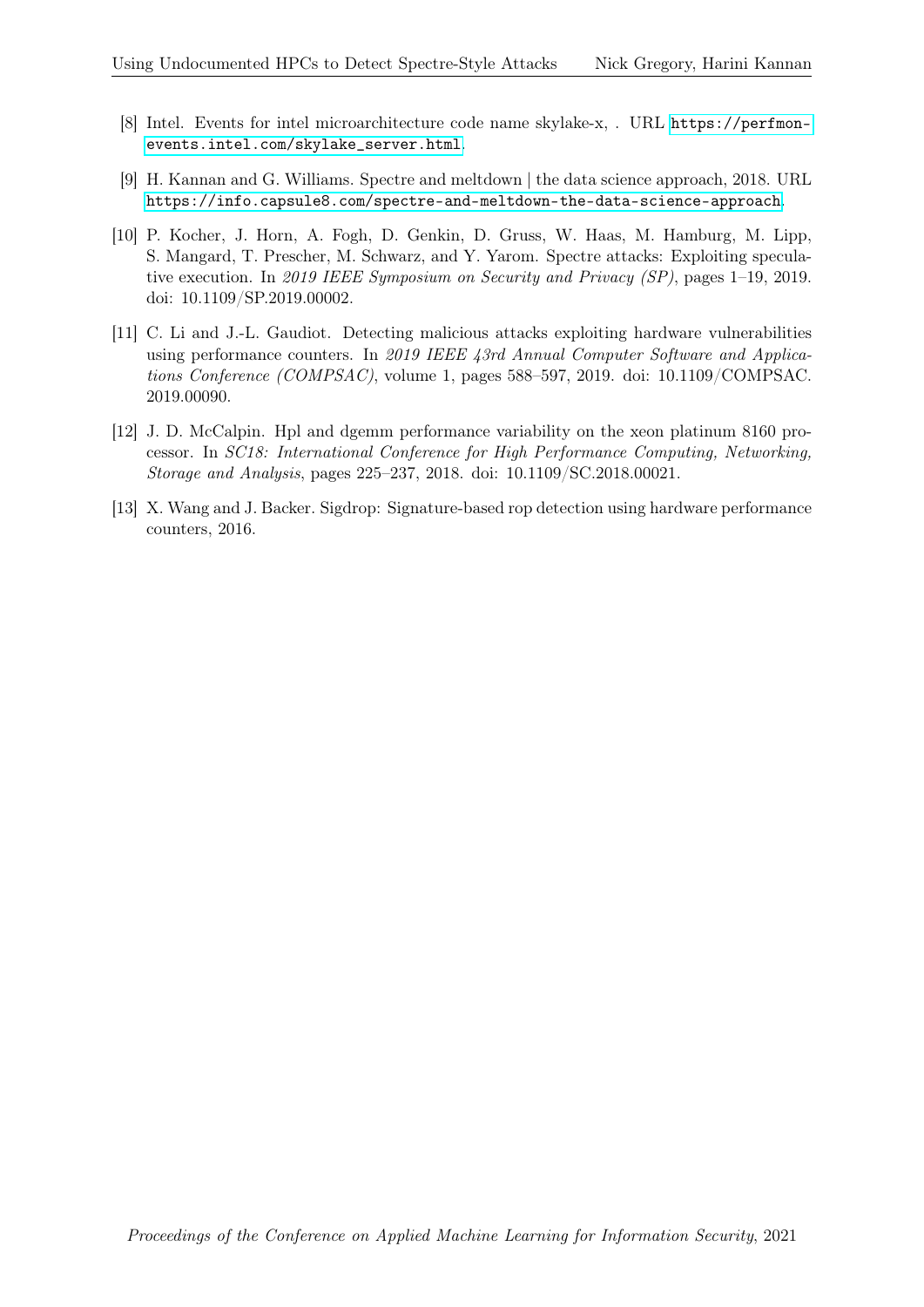[8] Intel. Events for intel microarchitecture code name skylake-x, . URL https://perfmon-events.intel.com/skylake_server.html.

[9] H. Kannan and G. Williams. Spectre and meltdown | the data science approach, 2018. URL https://info.capsule8.com/spectre-and-meltdown-the-data-science-approach.

[10] P. Kocher, J. Horn, A. Fogh, D. Genkin, D. Gruss, W. Haas, M. Hamburg, M. Lipp, S. Mangard, T. Prescher, M. Schwarz, and Y. Yarom. Spectre attacks: Exploiting speculative execution. In *2019 IEEE Symposium on Security and Privacy (SP)*, pages 1–19, 2019. doi: 10.1109/SP.2019.00002.

[11] C. Li and J.-L. Gaudiot. Detecting malicious attacks exploiting hardware vulnerabilities using performance counters. In *2019 IEEE 43rd Annual Computer Software and Applications Conference (COMPSAC)*, volume 1, pages 588–597, 2019. doi: 10.1109/COMPSAC.2019.00090.

[12] J. D. McCalpin. Hpl and dgemm performance variability on the xeon platinum 8160 processor. In *SC18: International Conference for High Performance Computing, Networking, Storage and Analysis*, pages 225–237, 2018. doi: 10.1109/SC.2018.00021.

[13] X. Wang and J. Backer. Sigdrop: Signature-based rop detection using hardware performance counters, 2016.